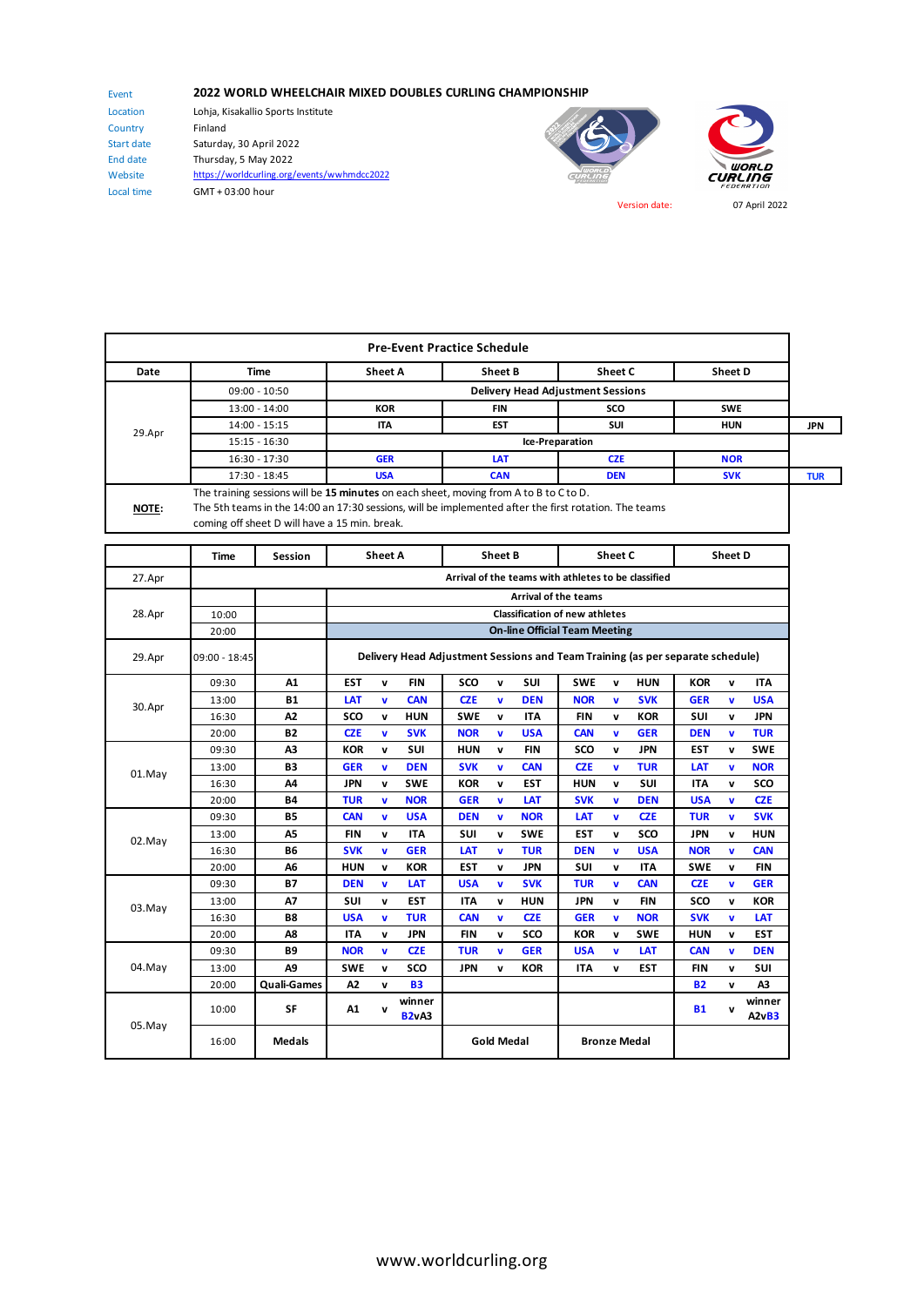# 2022 WORLD WHEELCHAIR MIXED DOUBLES CURLING CHAMPIONSHIP

| | |
|---|---|
| Event | 2022 WORLD WHEELCHAIR MIXED DOUBLES CURLING CHAMPIONSHIP |
| Location | Lohja, Kisakallio Sports Institute |
| Country | Finland |
| Start date | Saturday, 30 April 2022 |
| End date | Thursday, 5 May 2022 |
| Website | https://worldcurling.org/events/wwhmdcc2022 |
| Local time | GMT + 03:00 hour |

Version date: 07 April 2022

## Pre-Event Practice Schedule

| Date | Time | Sheet A | Sheet B | Sheet C | Sheet D | |
|---|---|---|---|---|---|---|
| 29.Apr | 09:00 - 10:50 | Delivery Head Adjustment Sessions | | | | |
| | 13:00 - 14:00 | KOR | FIN | SCO | SWE | |
| | 14:00 - 15:15 | ITA | EST | SUI | HUN | JPN |
| | 15:15 - 16:30 | Ice-Preparation | | | | |
| | 16:30 - 17:30 | GER | LAT | CZE | NOR | |
| | 17:30 - 18:45 | USA | CAN | DEN | SVK | TUR |

**NOTE:** The training sessions will be **15 minutes** on each sheet, moving from A to B to C to D. The 5th teams in the 14:00 an 17:30 sessions, will be implemented after the first rotation. The teams coming off sheet D will have a 15 min. break.

| | Time | Session | Sheet A | Sheet B | Sheet C | Sheet D |
|---|---|---|---|---|---|---|
| 27.Apr | Arrival of the teams with athletes to be classified | | | | | |
| 28.Apr | | | Arrival of the teams | | | |
| | 10:00 | | Classification of new athletes | | | |
| | 20:00 | | On-line Official Team Meeting | | | |
| 29.Apr | 09:00 - 18:45 | | Delivery Head Adjustment Sessions and Team Training (as per separate schedule) | | | |
| 30.Apr | 09:30 | A1 | EST v FIN | SCO v SUI | SWE v HUN | KOR v ITA |
| | 13:00 | B1 | LAT v CAN | CZE v DEN | NOR v SVK | GER v USA |
| | 16:30 | A2 | SCO v HUN | SWE v ITA | FIN v KOR | SUI v JPN |
| | 20:00 | B2 | CZE v SVK | NOR v USA | CAN v GER | DEN v TUR |
| 01.May | 09:30 | A3 | KOR v SUI | HUN v FIN | SCO v JPN | EST v SWE |
| | 13:00 | B3 | GER v DEN | SVK v CAN | CZE v TUR | LAT v NOR |
| | 16:30 | A4 | JPN v SWE | KOR v EST | HUN v SUI | ITA v SCO |
| | 20:00 | B4 | TUR v NOR | GER v LAT | SVK v DEN | USA v CZE |
| 02.May | 09:30 | B5 | CAN v USA | DEN v NOR | LAT v CZE | TUR v SVK |
| | 13:00 | A5 | FIN v ITA | SUI v SWE | EST v SCO | JPN v HUN |
| | 16:30 | B6 | SVK v GER | LAT v TUR | DEN v USA | NOR v CAN |
| | 20:00 | A6 | HUN v KOR | EST v JPN | SUI v ITA | SWE v FIN |
| 03.May | 09:30 | B7 | DEN v LAT | USA v SVK | TUR v CAN | CZE v GER |
| | 13:00 | A7 | SUI v EST | ITA v HUN | JPN v FIN | SCO v KOR |
| | 16:30 | B8 | USA v TUR | CAN v CZE | GER v NOR | SVK v LAT |
| | 20:00 | A8 | ITA v JPN | FIN v SCO | KOR v SWE | HUN v EST |
| 04.May | 09:30 | B9 | NOR v CZE | TUR v GER | USA v LAT | CAN v DEN |
| | 13:00 | A9 | SWE v SCO | JPN v KOR | ITA v EST | FIN v SUI |
| | 20:00 | Quali-Games | A2 v B3 | | | B2 v A3 |
| 05.May | 10:00 | SF | A1 v winner B2vA3 | | | B1 v winner A2vB3 |
| | 16:00 | Medals | | Gold Medal | Bronze Medal | |

www.worldcurling.org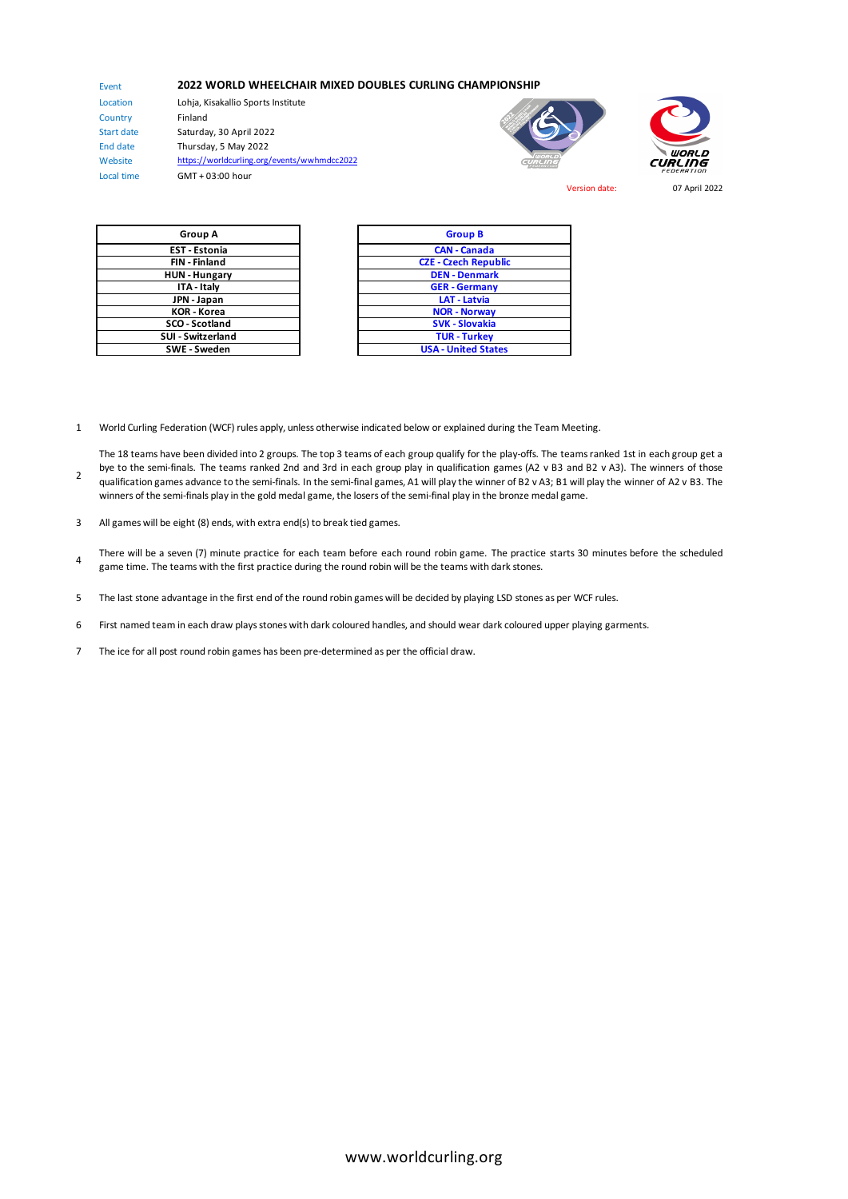| Event | **2022 WORLD WHEELCHAIR MIXED DOUBLES CURLING CHAMPIONSHIP** |
|---|---|
| Location | Lohja, Kisakallio Sports Institute |
| Country | Finland |
| Start date | Saturday, 30 April 2022 |
| End date | Thursday, 5 May 2022 |
| Website | https://worldcurling.org/events/wwhmdcc2022 |
| Local time | GMT + 03:00 hour |

Version date: 07 April 2022

| Group A | Group B |
|---|---|
| EST - Estonia | CAN - Canada |
| FIN - Finland | CZE - Czech Republic |
| HUN - Hungary | DEN - Denmark |
| ITA - Italy | GER - Germany |
| JPN - Japan | LAT - Latvia |
| KOR - Korea | NOR - Norway |
| SCO - Scotland | SVK - Slovakia |
| SUI - Switzerland | TUR - Turkey |
| SWE - Sweden | USA - United States |

1. World Curling Federation (WCF) rules apply, unless otherwise indicated below or explained during the Team Meeting.
2. The 18 teams have been divided into 2 groups. The top 3 teams of each group qualify for the play-offs. The teams ranked 1st in each group get a bye to the semi-finals. The teams ranked 2nd and 3rd in each group play in qualification games (A2 v B3 and B2 v A3). The winners of those qualification games advance to the semi-finals. In the semi-final games, A1 will play the winner of B2 v A3; B1 will play the winner of A2 v B3. The winners of the semi-finals play in the gold medal game, the losers of the semi-final play in the bronze medal game.
3. All games will be eight (8) ends, with extra end(s) to break tied games.
4. There will be a seven (7) minute practice for each team before each round robin game. The practice starts 30 minutes before the scheduled game time. The teams with the first practice during the round robin will be the teams with dark stones.
5. The last stone advantage in the first end of the round robin games will be decided by playing LSD stones as per WCF rules.
6. First named team in each draw plays stones with dark coloured handles, and should wear dark coloured upper playing garments.
7. The ice for all post round robin games has been pre-determined as per the official draw.

www.worldcurling.org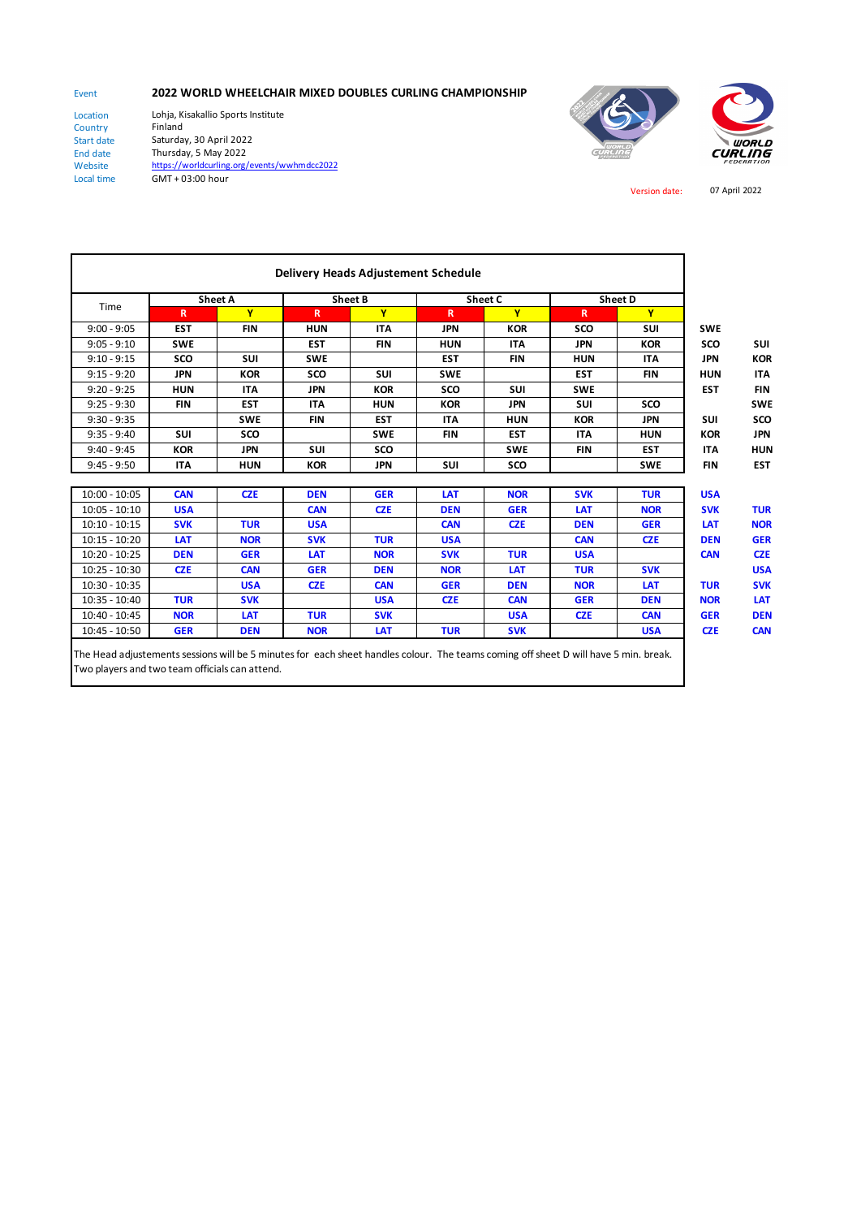| | |
|---|---|
| Event | **2022 WORLD WHEELCHAIR MIXED DOUBLES CURLING CHAMPIONSHIP** |
| Location | Lohja, Kisakallio Sports Institute |
| Country | Finland |
| Start date | Saturday, 30 April 2022 |
| End date | Thursday, 5 May 2022 |
| Website | https://worldcurling.org/events/wwhmdcc2022 |
| Local time | GMT + 03:00 hour |

Version date: 07 April 2022

## Delivery Heads Adjustement Schedule

| Time | Sheet A | | Sheet B | | Sheet C | | Sheet D | | | |
|---|---|---|---|---|---|---|---|---|---|---|
| | R | Y | R | Y | R | Y | R | Y | | |
| 9:00 - 9:05 | EST | FIN | HUN | ITA | JPN | KOR | SCO | SUI | SWE | |
| 9:05 - 9:10 | SWE | | EST | FIN | HUN | ITA | JPN | KOR | SCO | SUI |
| 9:10 - 9:15 | SCO | SUI | SWE | | EST | FIN | HUN | ITA | JPN | KOR |
| 9:15 - 9:20 | JPN | KOR | SCO | SUI | SWE | | EST | FIN | HUN | ITA |
| 9:20 - 9:25 | HUN | ITA | JPN | KOR | SCO | SUI | SWE | | EST | FIN |
| 9:25 - 9:30 | FIN | EST | ITA | HUN | KOR | JPN | SUI | SCO | | SWE |
| 9:30 - 9:35 | | SWE | FIN | EST | ITA | HUN | KOR | JPN | SUI | SCO |
| 9:35 - 9:40 | SUI | SCO | | SWE | FIN | EST | ITA | HUN | KOR | JPN |
| 9:40 - 9:45 | KOR | JPN | SUI | SCO | | SWE | FIN | EST | ITA | HUN |
| 9:45 - 9:50 | ITA | HUN | KOR | JPN | SUI | SCO | | SWE | FIN | EST |
| 10:00 - 10:05 | CAN | CZE | DEN | GER | LAT | NOR | SVK | TUR | USA | |
| 10:05 - 10:10 | USA | | CAN | CZE | DEN | GER | LAT | NOR | SVK | TUR |
| 10:10 - 10:15 | SVK | TUR | USA | | CAN | CZE | DEN | GER | LAT | NOR |
| 10:15 - 10:20 | LAT | NOR | SVK | TUR | USA | | CAN | CZE | DEN | GER |
| 10:20 - 10:25 | DEN | GER | LAT | NOR | SVK | TUR | USA | | CAN | CZE |
| 10:25 - 10:30 | CZE | CAN | GER | DEN | NOR | LAT | TUR | SVK | | USA |
| 10:30 - 10:35 | | USA | CZE | CAN | GER | DEN | NOR | LAT | TUR | SVK |
| 10:35 - 10:40 | TUR | SVK | | USA | CZE | CAN | GER | DEN | NOR | LAT |
| 10:40 - 10:45 | NOR | LAT | TUR | SVK | | USA | CZE | CAN | GER | DEN |
| 10:45 - 10:50 | GER | DEN | NOR | LAT | TUR | SVK | | USA | CZE | CAN |

The Head adjustements sessions will be 5 minutes for each sheet handles colour. The teams coming off sheet D will have 5 min. break. Two players and two team officials can attend.